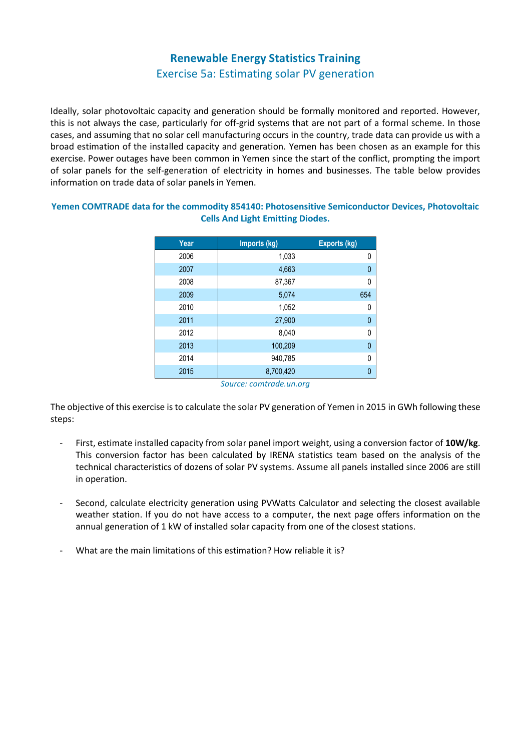# Renewable Energy Statistics Training

## Exercise 5a: Estimating solar PV generation

Ideally, solar photovoltaic capacity and generation should be formally monitored and reported. However, this is not always the case, particularly for off-grid systems that are not part of a formal scheme. In those cases, and assuming that no solar cell manufacturing occurs in the country, trade data can provide us with a broad estimation of the installed capacity and generation. Yemen has been chosen as an example for this exercise. Power outages have been common in Yemen since the start of the conflict, prompting the import of solar panels for the self-generation of electricity in homes and businesses. The table below provides information on trade data of solar panels in Yemen.

**Yemen COMTRADE data for the commodity 854140: Photosensitive Semiconductor Devices, Photovoltaic Cells And Light Emitting Diodes.**

| Year | Imports (kg) | Exports (kg) |
|---|---|---|
| 2006 | 1,033 | 0 |
| 2007 | 4,663 | 0 |
| 2008 | 87,367 | 0 |
| 2009 | 5,074 | 654 |
| 2010 | 1,052 | 0 |
| 2011 | 27,900 | 0 |
| 2012 | 8,040 | 0 |
| 2013 | 100,209 | 0 |
| 2014 | 940,785 | 0 |
| 2015 | 8,700,420 | 0 |

*Source: comtrade.un.org*

The objective of this exercise is to calculate the solar PV generation of Yemen in 2015 in GWh following these steps:

- First, estimate installed capacity from solar panel import weight, using a conversion factor of **10W/kg**. This conversion factor has been calculated by IRENA statistics team based on the analysis of the technical characteristics of dozens of solar PV systems. Assume all panels installed since 2006 are still in operation.

- Second, calculate electricity generation using PVWatts Calculator and selecting the closest available weather station. If you do not have access to a computer, the next page offers information on the annual generation of 1 kW of installed solar capacity from one of the closest stations.

- What are the main limitations of this estimation? How reliable it is?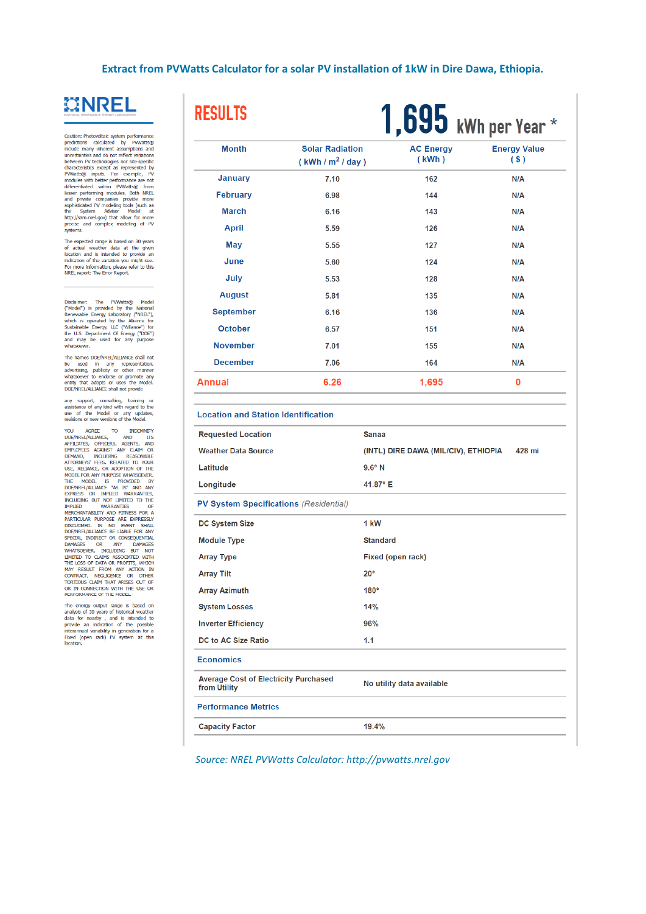Extract from PVWatts Calculator for a solar PV installation of 1kW in Dire Dawa, Ethiopia.

NREL NATIONAL RENEWABLE ENERGY LABORATORY

Caution: Photovoltaic system performance predictions calculated by PVWatts® include many inherent assumptions and uncertainties and do not reflect variations between PV technologies nor site-specific characteristics except as represented by PVWatts® inputs. For example, PV modules with better performance are not differentiated within PVWatts® from lesser performing modules. Both NREL and private companies provide more sophisticated PV modeling tools (such as the System Advisor Model at http://sam.nrel.gov) that allow for more precise and complex modeling of PV systems.

The expected range is based on 30 years of actual weather data at the given location and is intended to provide an indication of the variation you might see. For more information, please refer to this NREL report: The Error Report.

Disclaimer: The PVWatts® Model ("Model") is provided by the National Renewable Energy Laboratory ("NREL"), which is operated by the Alliance for Sustainable Energy, LLC ("Alliance") for the U.S. Department Of Energy ("DOE") and may be used for any purpose whatsoever.

The names DOE/NREL/ALLIANCE shall not be used in any representation, advertising, publicity or other manner whatsoever to endorse or promote any entity that adopts or uses the Model. DOE/NREL/ALLIANCE shall not provide any support, consulting, training or assistance of any kind with regard to the use of the Model or any updates, revisions or new versions of the Model.

YOU AGREE TO INDEMNIFY DOE/NREL/ALLIANCE, AND ITS AFFILIATES, OFFICERS, AGENTS, AND EMPLOYEES AGAINST ANY CLAIM OR DEMAND, INCLUDING REASONABLE ATTORNEYS' FEES, RELATED TO YOUR USE, RELIANCE, OR ADOPTION OF THE MODEL FOR ANY PURPOSE WHATSOEVER. THE MODEL IS PROVIDED BY DOE/NREL/ALLIANCE "AS IS" AND ANY EXPRESS OR IMPLIED WARRANTIES, INCLUDING BUT NOT LIMITED TO THE IMPLIED WARRANTIES OF MERCHANTABILITY AND FITNESS FOR A PARTICULAR PURPOSE ARE EXPRESSLY DISCLAIMED. IN NO EVENT SHALL DOE/NREL/ALLIANCE BE LIABLE FOR ANY SPECIAL, INDIRECT OR CONSEQUENTIAL DAMAGES OR ANY DAMAGES WHATSOEVER, INCLUDING BUT NOT LIMITED TO CLAIMS ASSOCIATED WITH THE LOSS OF DATA OR PROFITS, WHICH MAY RESULT FROM ANY ACTION IN CONTRACT, NEGLIGENCE OR OTHER TORTIOUS CLAIM THAT ARISES OUT OF OR IN CONNECTION WITH THE USE OR PERFORMANCE OF THE MODEL.

The energy output range is based on analysis of 30 years of historical weather data for nearby , and is intended to provide an indication of the possible interannual variability in generation for a Fixed (open rack) PV system at this location.

# RESULTS

**1,695 kWh per Year \***

| Month | Solar Radiation ( kWh / $m^2$ / day ) | AC Energy ( kWh ) | Energy Value ( $ ) |
|---|---|---|---|
| January | 7.10 | 162 | N/A |
| February | 6.98 | 144 | N/A |
| March | 6.16 | 143 | N/A |
| April | 5.59 | 126 | N/A |
| May | 5.55 | 127 | N/A |
| June | 5.60 | 124 | N/A |
| July | 5.53 | 128 | N/A |
| August | 5.81 | 135 | N/A |
| September | 6.16 | 136 | N/A |
| October | 6.57 | 151 | N/A |
| November | 7.01 | 155 | N/A |
| December | 7.06 | 164 | N/A |
| **Annual** | **6.26** | **1,695** | **0** |

## Location and Station Identification

| | |
|---|---|
| Requested Location | Sanaa |
| Weather Data Source | (INTL) DIRE DAWA (MIL/CIV), ETHIOPIA 428 mi |
| Latitude | 9.6° N |
| Longitude | 41.87° E |

## PV System Specifications *(Residential)*

| | |
|---|---|
| DC System Size | 1 kW |
| Module Type | Standard |
| Array Type | Fixed (open rack) |
| Array Tilt | 20° |
| Array Azimuth | 180° |
| System Losses | 14% |
| Inverter Efficiency | 96% |
| DC to AC Size Ratio | 1.1 |

## Economics

| | |
|---|---|
| Average Cost of Electricity Purchased from Utility | No utility data available |

## Performance Metrics

| | |
|---|---|
| Capacity Factor | 19.4% |

*Source: NREL PVWatts Calculator: http://pvwatts.nrel.gov*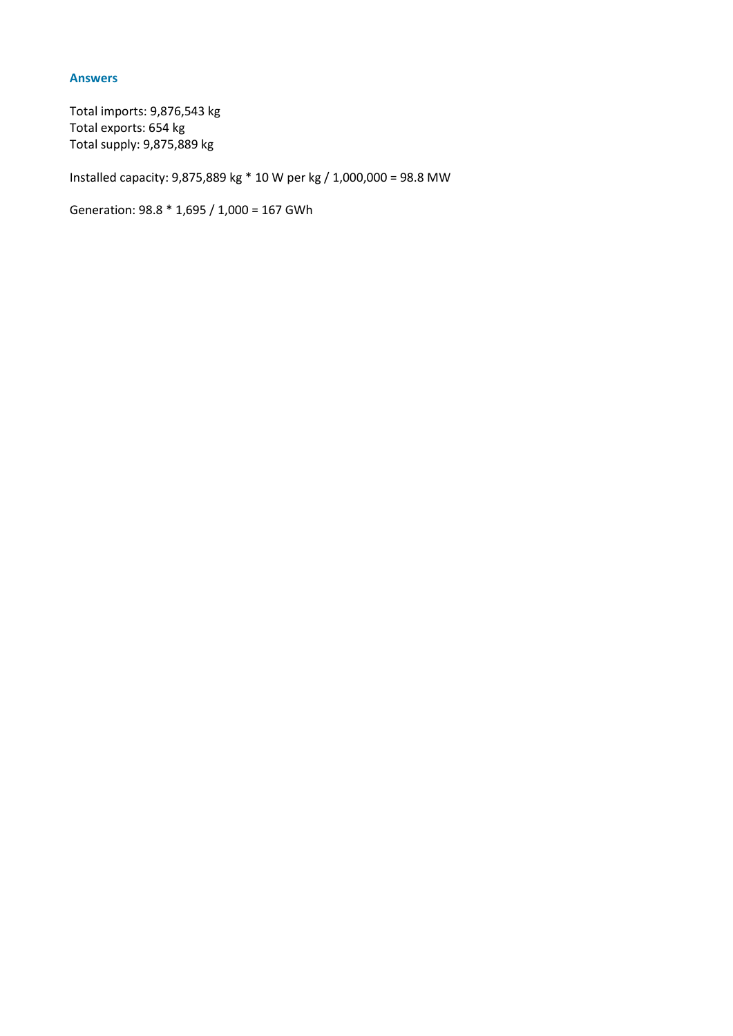### Answers

Total imports: 9,876,543 kg
Total exports: 654 kg
Total supply: 9,875,889 kg

Installed capacity: 9,875,889 kg * 10 W per kg / 1,000,000 = 98.8 MW

Generation: 98.8 * 1,695 / 1,000 = 167 GWh